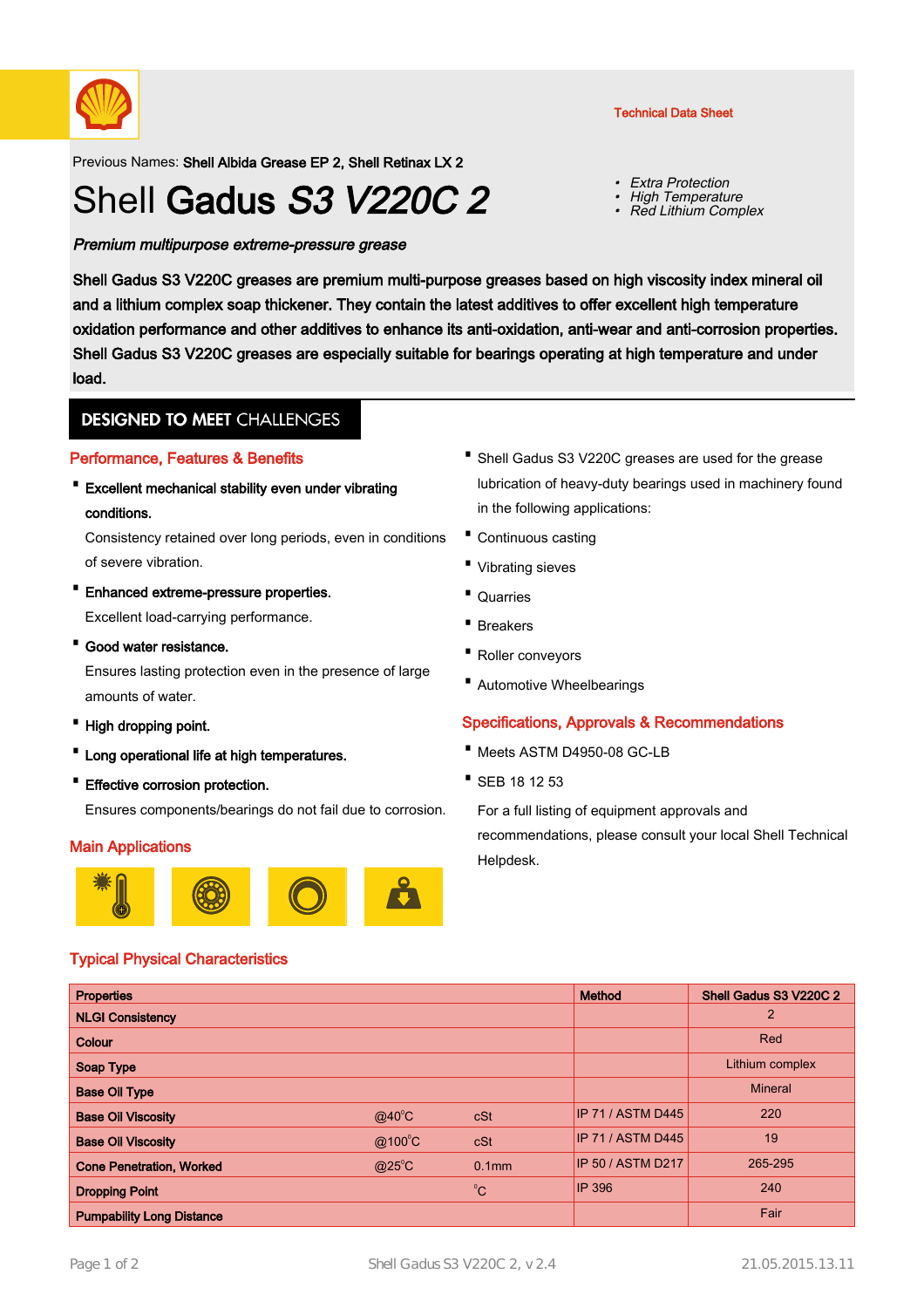Technical Data Sheet

Previous Names: **Shell Albida Grease EP 2, Shell Retinax LX 2**

# Shell **Gadus** ***S3 V220C 2***

- *Extra Protection*
- *High Temperature*
- *Red Lithium Complex*

***Premium multipurpose extreme-pressure grease***

**Shell Gadus S3 V220C greases are premium multi-purpose greases based on high viscosity index mineral oil and a lithium complex soap thickener. They contain the latest additives to offer excellent high temperature oxidation performance and other additives to enhance its anti-oxidation, anti-wear and anti-corrosion properties. Shell Gadus S3 V220C greases are especially suitable for bearings operating at high temperature and under load.**

## DESIGNED TO MEET CHALLENGES

### Performance, Features & Benefits

- **Excellent mechanical stability even under vibrating conditions.**
  Consistency retained over long periods, even in conditions of severe vibration.
- **Enhanced extreme-pressure properties.**
  Excellent load-carrying performance.
- **Good water resistance.**
  Ensures lasting protection even in the presence of large amounts of water.
- **High dropping point.**
- **Long operational life at high temperatures.**
- **Effective corrosion protection.**
  Ensures components/bearings do not fail due to corrosion.

### Main Applications

- Shell Gadus S3 V220C greases are used for the grease lubrication of heavy-duty bearings used in machinery found in the following applications:
- Continuous casting
- Vibrating sieves
- Quarries
- Breakers
- Roller conveyors
- Automotive Wheelbearings

### Specifications, Approvals & Recommendations

- Meets ASTM D4950-08 GC-LB
- SEB 18 12 53

For a full listing of equipment approvals and recommendations, please consult your local Shell Technical Helpdesk.

### Typical Physical Characteristics

| Properties | | | Method | Shell Gadus S3 V220C 2 |
|---|---|---|---|---|
| NLGI Consistency | | | | 2 |
| Colour | | | | Red |
| Soap Type | | | | Lithium complex |
| Base Oil Type | | | | Mineral |
| Base Oil Viscosity | @40°C | cSt | IP 71 / ASTM D445 | 220 |
| Base Oil Viscosity | @100°C | cSt | IP 71 / ASTM D445 | 19 |
| Cone Penetration, Worked | @25°C | 0.1mm | IP 50 / ASTM D217 | 265-295 |
| Dropping Point | | °C | IP 396 | 240 |
| Pumpability Long Distance | | | | Fair |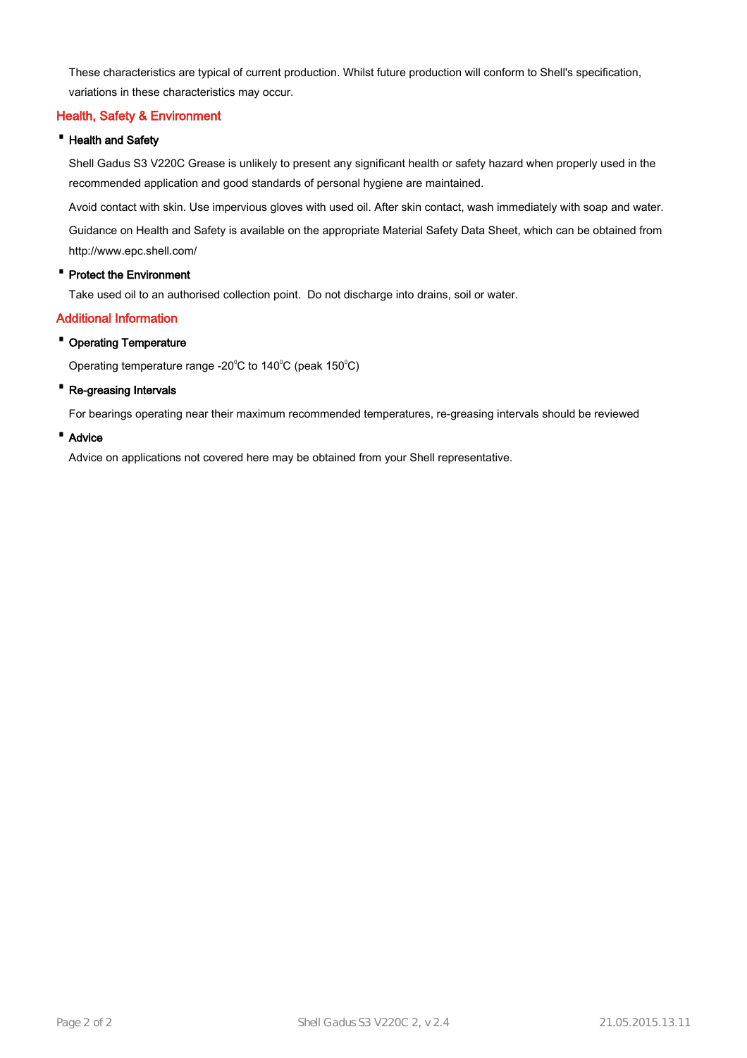These characteristics are typical of current production. Whilst future production will conform to Shell's specification, variations in these characteristics may occur.

## Health, Safety & Environment

- **Health and Safety**

Shell Gadus S3 V220C Grease is unlikely to present any significant health or safety hazard when properly used in the recommended application and good standards of personal hygiene are maintained.

Avoid contact with skin. Use impervious gloves with used oil. After skin contact, wash immediately with soap and water.

Guidance on Health and Safety is available on the appropriate Material Safety Data Sheet, which can be obtained from http://www.epc.shell.com/

- **Protect the Environment**

Take used oil to an authorised collection point. Do not discharge into drains, soil or water.

## Additional Information

- **Operating Temperature**

Operating temperature range -20°C to 140°C (peak 150°C)

- **Re-greasing Intervals**

For bearings operating near their maximum recommended temperatures, re-greasing intervals should be reviewed

- **Advice**

Advice on applications not covered here may be obtained from your Shell representative.